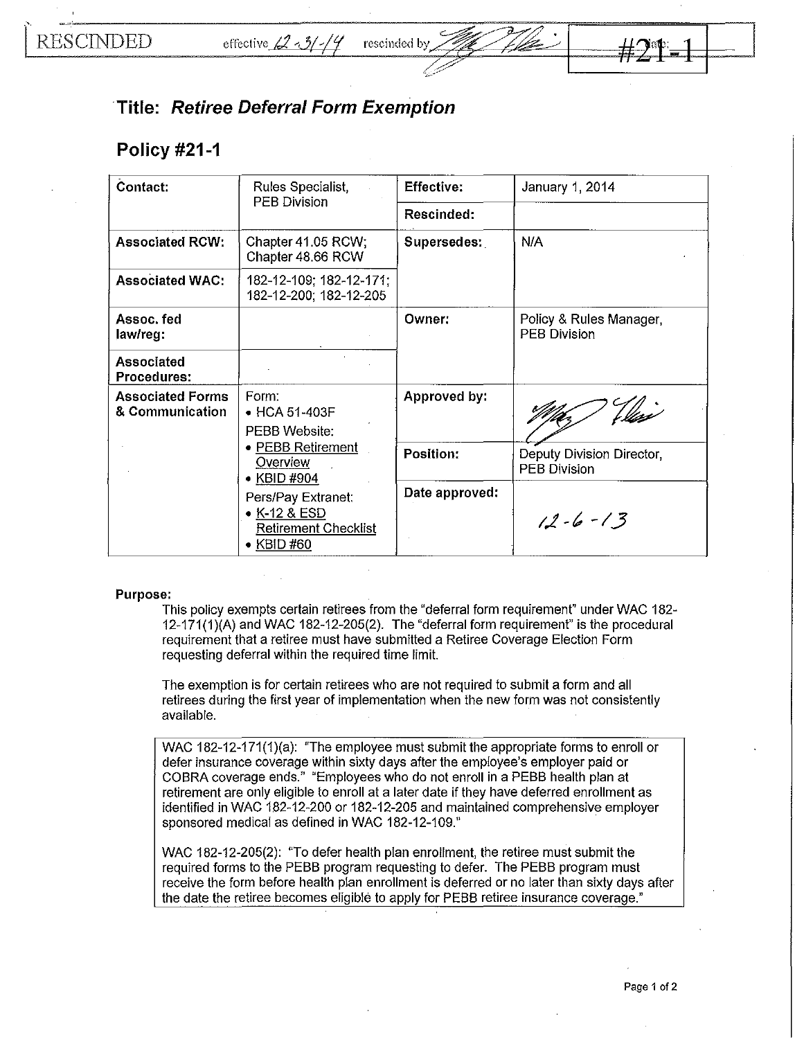RESCINDED effective 12-31-14 rescinded by [signature] #21-1

# Title: *Retiree Deferral Form Exemption*

## Policy #21-1

| Contact: | Rules Specialist, PEB Division | Effective: | January 1, 2014 |
|---|---|---|---|
| | | Rescinded: | |
| Associated RCW: | Chapter 41.05 RCW; Chapter 48.66 RCW | Supersedes: | N/A |
| Associated WAC: | 182-12-109; 182-12-171; 182-12-200; 182-12-205 | | |
| Assoc. fed law/reg: | | Owner: | Policy & Rules Manager, PEB Division |
| Associated Procedures: | | | |
| Associated Forms & Communication | Form: • HCA 51-403F PEBB Website: • PEBB Retirement Overview • KBID #904 Pers/Pay Extranet: • K-12 & ESD Retirement Checklist • KBID #60 | Approved by: | [signature] |
| | | Position: | Deputy Division Director, PEB Division |
| | | Date approved: | 12-6-13 |

**Purpose:**

This policy exempts certain retirees from the "deferral form requirement" under WAC 182-12-171(1)(A) and WAC 182-12-205(2). The "deferral form requirement" is the procedural requirement that a retiree must have submitted a Retiree Coverage Election Form requesting deferral within the required time limit.

The exemption is for certain retirees who are not required to submit a form and all retirees during the first year of implementation when the new form was not consistently available.

> WAC 182-12-171(1)(a): "The employee must submit the appropriate forms to enroll or defer insurance coverage within sixty days after the employee's employer paid or COBRA coverage ends." "Employees who do not enroll in a PEBB health plan at retirement are only eligible to enroll at a later date if they have deferred enrollment as identified in WAC 182-12-200 or 182-12-205 and maintained comprehensive employer sponsored medical as defined in WAC 182-12-109."
>
> WAC 182-12-205(2): "To defer health plan enrollment, the retiree must submit the required forms to the PEBB program requesting to defer. The PEBB program must receive the form before health plan enrollment is deferred or no later than sixty days after the date the retiree becomes eligible to apply for PEBB retiree insurance coverage."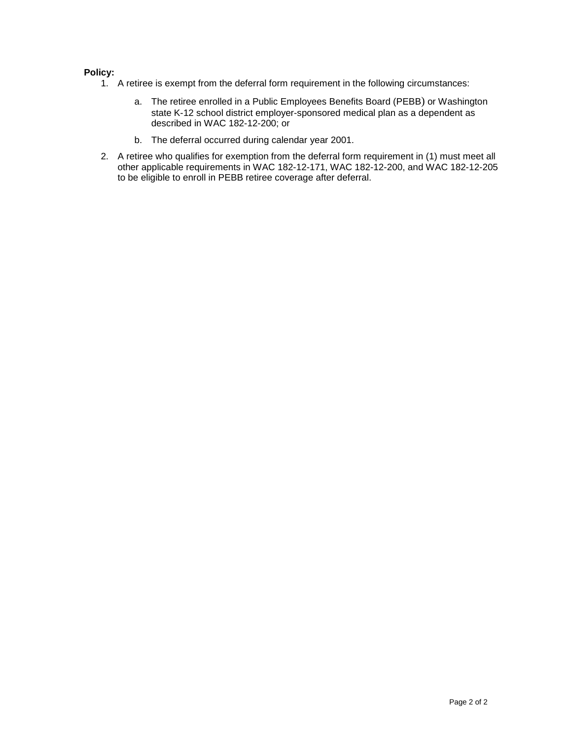**Policy:**

1. A retiree is exempt from the deferral form requirement in the following circumstances:

    a. The retiree enrolled in a Public Employees Benefits Board (PEBB) or Washington state K-12 school district employer-sponsored medical plan as a dependent as described in WAC 182-12-200; or

    b. The deferral occurred during calendar year 2001.

2. A retiree who qualifies for exemption from the deferral form requirement in (1) must meet all other applicable requirements in WAC 182-12-171, WAC 182-12-200, and WAC 182-12-205 to be eligible to enroll in PEBB retiree coverage after deferral.